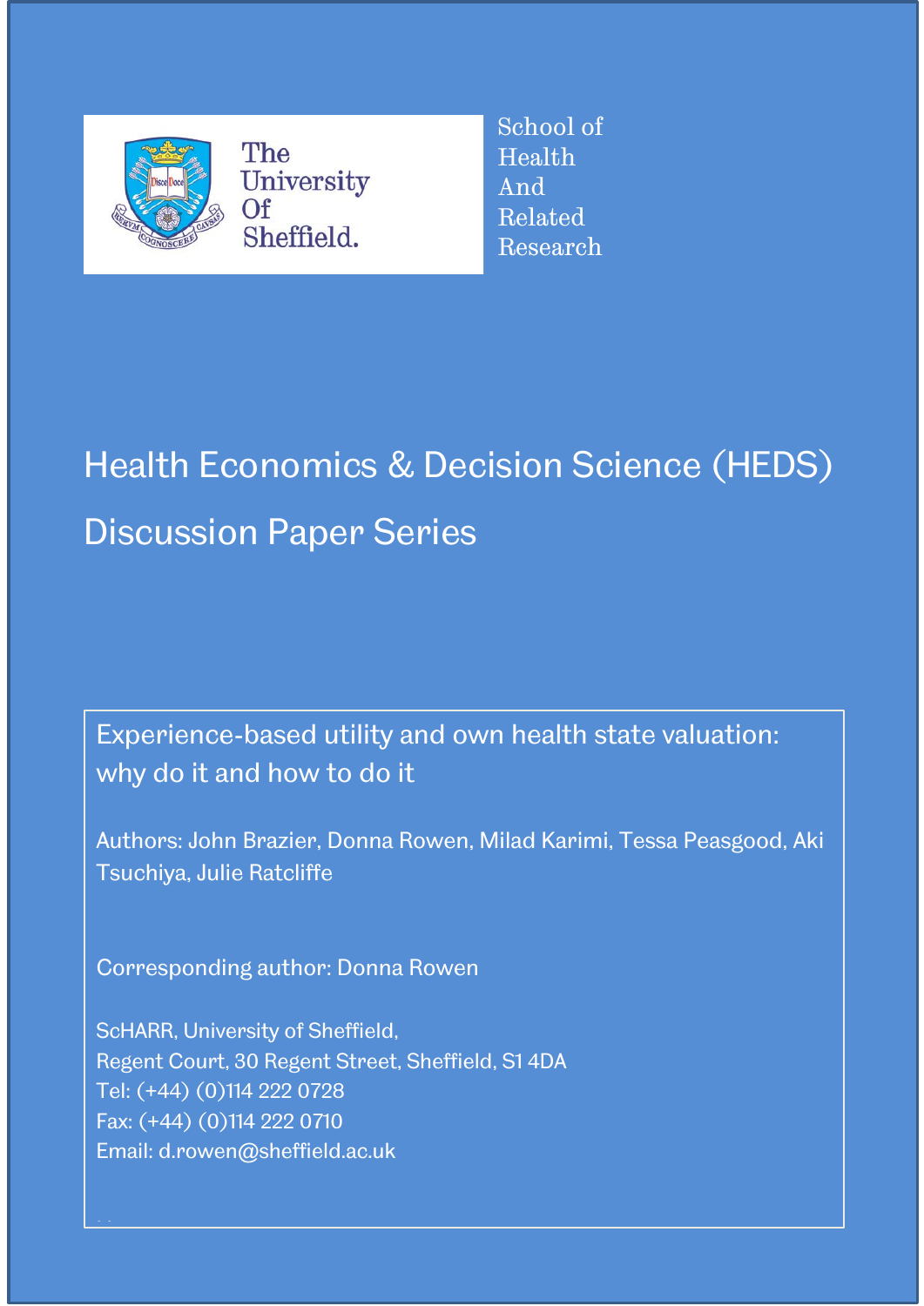The University Of Sheffield.

School of Health And Related Research

# Health Economics & Decision Science (HEDS) Discussion Paper Series

## Experience-based utility and own health state valuation: why do it and how to do it

Authors: John Brazier, Donna Rowen, Milad Karimi, Tessa Peasgood, Aki Tsuchiya, Julie Ratcliffe

Corresponding author: Donna Rowen

ScHARR, University of Sheffield,
Regent Court, 30 Regent Street, Sheffield, S1 4DA
Tel: (+44) (0)114 222 0728
Fax: (+44) (0)114 222 0710
Email: d.rowen@sheffield.ac.uk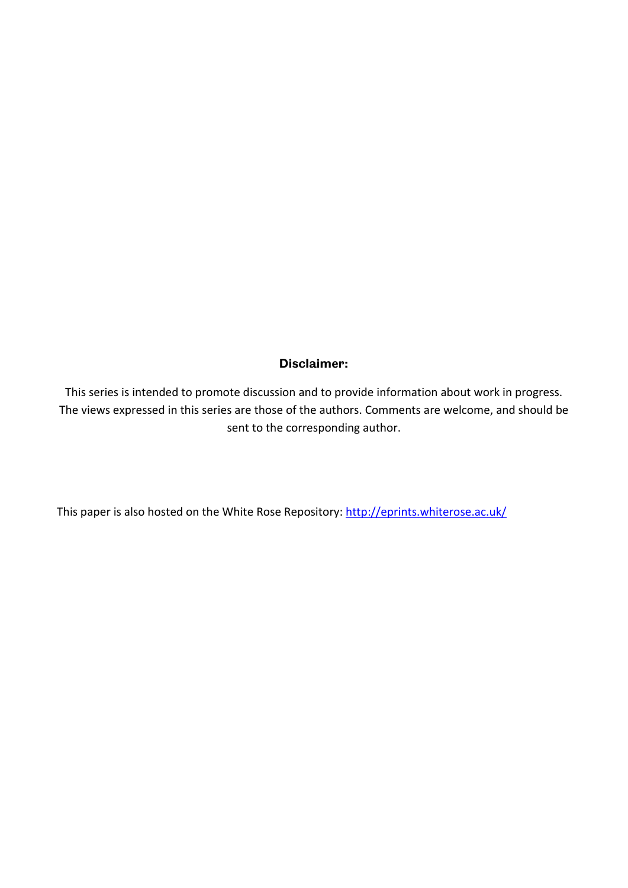**Disclaimer:**

This series is intended to promote discussion and to provide information about work in progress. The views expressed in this series are those of the authors. Comments are welcome, and should be sent to the corresponding author.

This paper is also hosted on the White Rose Repository: http://eprints.whiterose.ac.uk/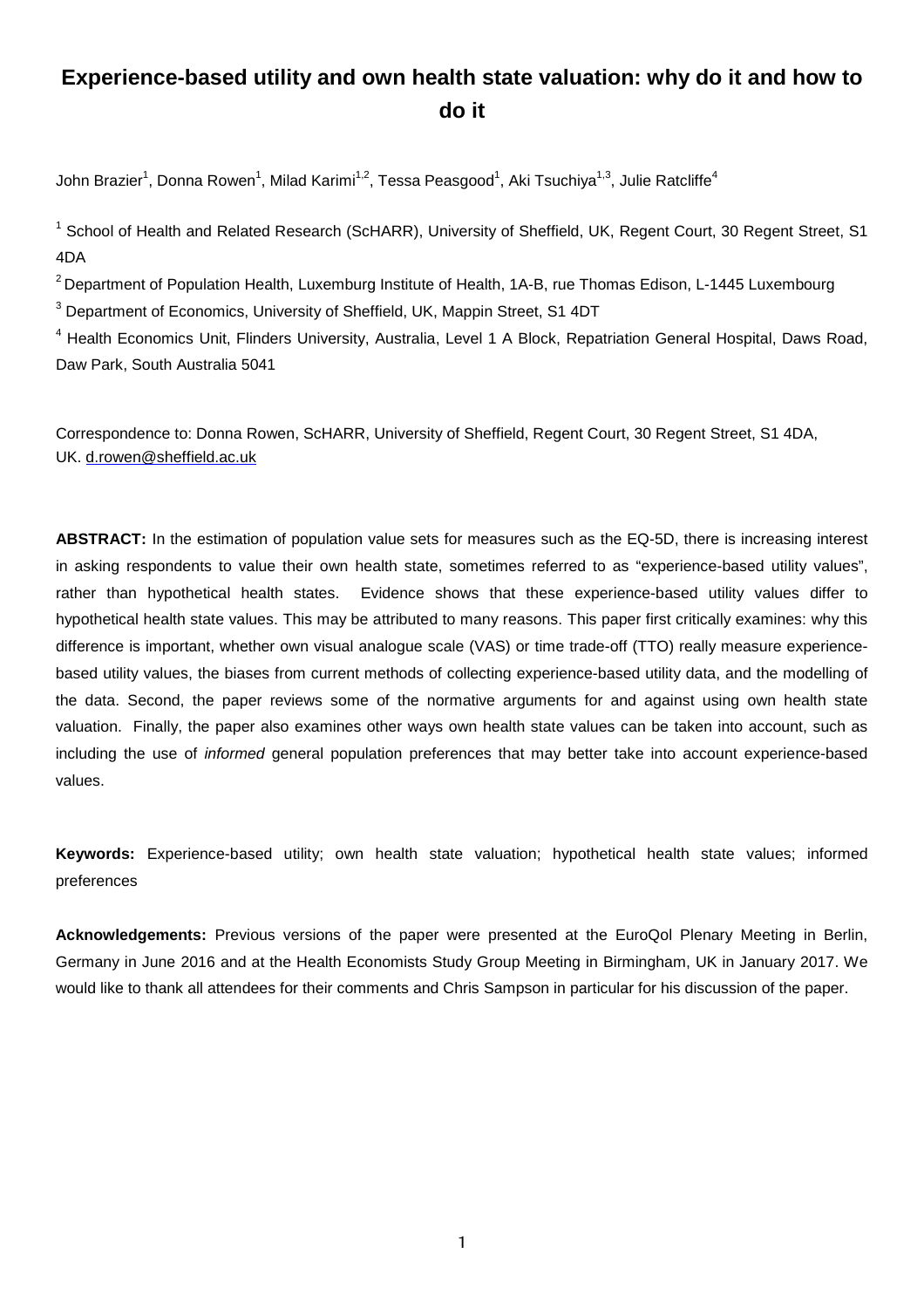# Experience-based utility and own health state valuation: why do it and how to do it

John Brazier[1], Donna Rowen[1], Milad Karimi[1,2], Tessa Peasgood[1], Aki Tsuchiya[1,3], Julie Ratcliffe[4]

[1] School of Health and Related Research (ScHARR), University of Sheffield, UK, Regent Court, 30 Regent Street, S1 4DA

[2] Department of Population Health, Luxemburg Institute of Health, 1A-B, rue Thomas Edison, L-1445 Luxembourg

[3] Department of Economics, University of Sheffield, UK, Mappin Street, S1 4DT

[4] Health Economics Unit, Flinders University, Australia, Level 1 A Block, Repatriation General Hospital, Daws Road, Daw Park, South Australia 5041

Correspondence to: Donna Rowen, ScHARR, University of Sheffield, Regent Court, 30 Regent Street, S1 4DA, UK. d.rowen@sheffield.ac.uk

**ABSTRACT:** In the estimation of population value sets for measures such as the EQ-5D, there is increasing interest in asking respondents to value their own health state, sometimes referred to as "experience-based utility values", rather than hypothetical health states. Evidence shows that these experience-based utility values differ to hypothetical health state values. This may be attributed to many reasons. This paper first critically examines: why this difference is important, whether own visual analogue scale (VAS) or time trade-off (TTO) really measure experience-based utility values, the biases from current methods of collecting experience-based utility data, and the modelling of the data. Second, the paper reviews some of the normative arguments for and against using own health state valuation. Finally, the paper also examines other ways own health state values can be taken into account, such as including the use of *informed* general population preferences that may better take into account experience-based values.

**Keywords:** Experience-based utility; own health state valuation; hypothetical health state values; informed preferences

**Acknowledgements:** Previous versions of the paper were presented at the EuroQol Plenary Meeting in Berlin, Germany in June 2016 and at the Health Economists Study Group Meeting in Birmingham, UK in January 2017. We would like to thank all attendees for their comments and Chris Sampson in particular for his discussion of the paper.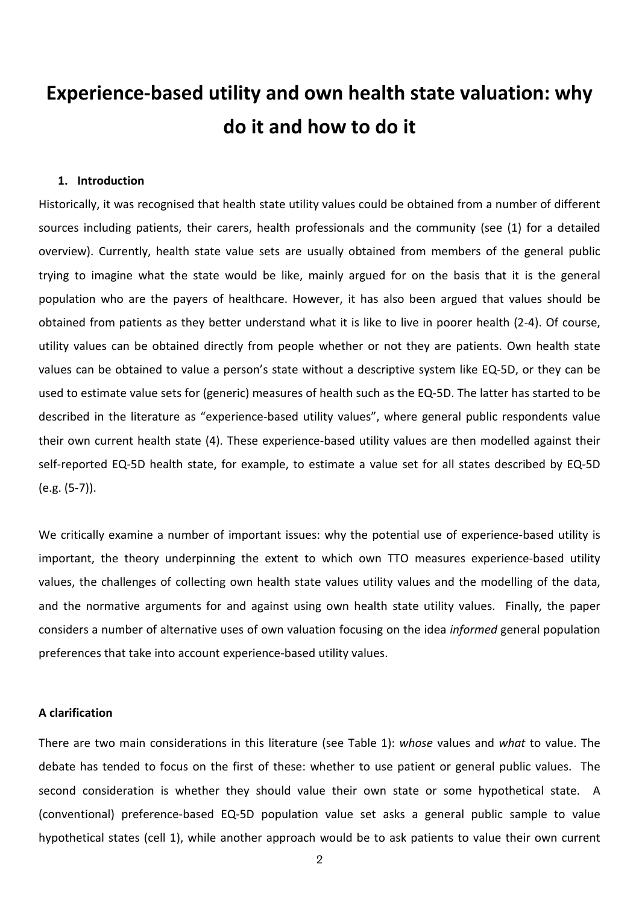# Experience-based utility and own health state valuation: why do it and how to do it

## 1. Introduction

Historically, it was recognised that health state utility values could be obtained from a number of different sources including patients, their carers, health professionals and the community (see (1) for a detailed overview). Currently, health state value sets are usually obtained from members of the general public trying to imagine what the state would be like, mainly argued for on the basis that it is the general population who are the payers of healthcare. However, it has also been argued that values should be obtained from patients as they better understand what it is like to live in poorer health (2-4). Of course, utility values can be obtained directly from people whether or not they are patients. Own health state values can be obtained to value a person's state without a descriptive system like EQ-5D, or they can be used to estimate value sets for (generic) measures of health such as the EQ-5D. The latter has started to be described in the literature as "experience-based utility values", where general public respondents value their own current health state (4). These experience-based utility values are then modelled against their self-reported EQ-5D health state, for example, to estimate a value set for all states described by EQ-5D (e.g. (5-7)).

We critically examine a number of important issues: why the potential use of experience-based utility is important, the theory underpinning the extent to which own TTO measures experience-based utility values, the challenges of collecting own health state values utility values and the modelling of the data, and the normative arguments for and against using own health state utility values. Finally, the paper considers a number of alternative uses of own valuation focusing on the idea *informed* general population preferences that take into account experience-based utility values.

### A clarification

There are two main considerations in this literature (see Table 1): *whose* values and *what* to value. The debate has tended to focus on the first of these: whether to use patient or general public values. The second consideration is whether they should value their own state or some hypothetical state. A (conventional) preference-based EQ-5D population value set asks a general public sample to value hypothetical states (cell 1), while another approach would be to ask patients to value their own current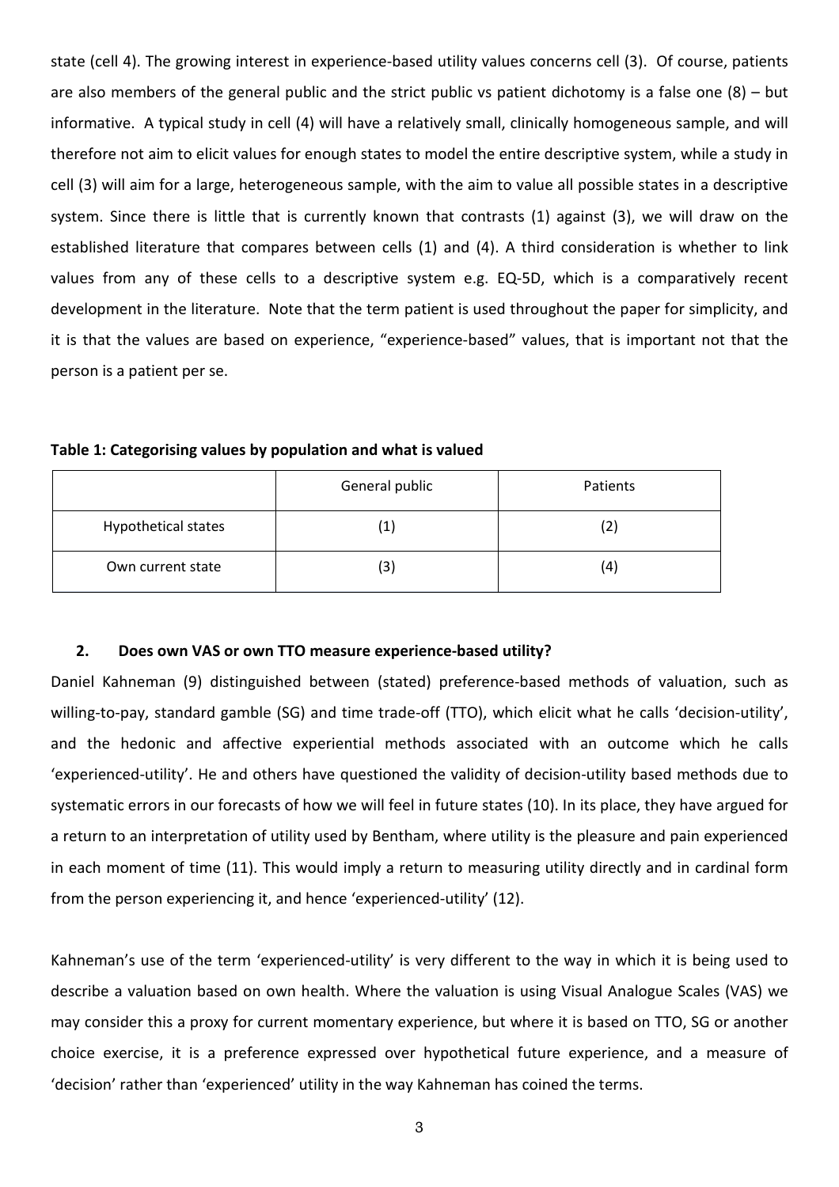state (cell 4). The growing interest in experience-based utility values concerns cell (3). Of course, patients are also members of the general public and the strict public vs patient dichotomy is a false one (8) – but informative. A typical study in cell (4) will have a relatively small, clinically homogeneous sample, and will therefore not aim to elicit values for enough states to model the entire descriptive system, while a study in cell (3) will aim for a large, heterogeneous sample, with the aim to value all possible states in a descriptive system. Since there is little that is currently known that contrasts (1) against (3), we will draw on the established literature that compares between cells (1) and (4). A third consideration is whether to link values from any of these cells to a descriptive system e.g. EQ-5D, which is a comparatively recent development in the literature. Note that the term patient is used throughout the paper for simplicity, and it is that the values are based on experience, "experience-based" values, that is important not that the person is a patient per se.

**Table 1: Categorising values by population and what is valued**

| | General public | Patients |
|---|---|---|
| Hypothetical states | (1) | (2) |
| Own current state | (3) | (4) |

## 2. Does own VAS or own TTO measure experience-based utility?

Daniel Kahneman (9) distinguished between (stated) preference-based methods of valuation, such as willing-to-pay, standard gamble (SG) and time trade-off (TTO), which elicit what he calls 'decision-utility', and the hedonic and affective experiential methods associated with an outcome which he calls 'experienced-utility'. He and others have questioned the validity of decision-utility based methods due to systematic errors in our forecasts of how we will feel in future states (10). In its place, they have argued for a return to an interpretation of utility used by Bentham, where utility is the pleasure and pain experienced in each moment of time (11). This would imply a return to measuring utility directly and in cardinal form from the person experiencing it, and hence 'experienced-utility' (12).

Kahneman's use of the term 'experienced-utility' is very different to the way in which it is being used to describe a valuation based on own health. Where the valuation is using Visual Analogue Scales (VAS) we may consider this a proxy for current momentary experience, but where it is based on TTO, SG or another choice exercise, it is a preference expressed over hypothetical future experience, and a measure of 'decision' rather than 'experienced' utility in the way Kahneman has coined the terms.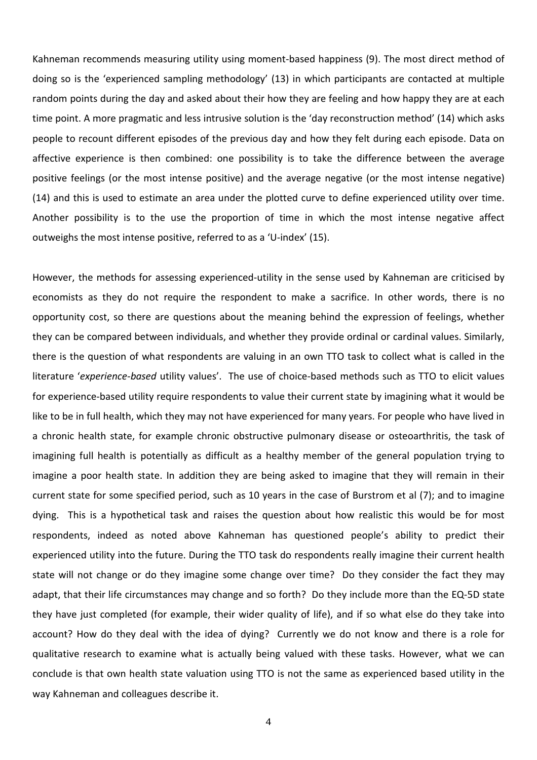Kahneman recommends measuring utility using moment-based happiness (9). The most direct method of doing so is the 'experienced sampling methodology' (13) in which participants are contacted at multiple random points during the day and asked about their how they are feeling and how happy they are at each time point. A more pragmatic and less intrusive solution is the 'day reconstruction method' (14) which asks people to recount different episodes of the previous day and how they felt during each episode. Data on affective experience is then combined: one possibility is to take the difference between the average positive feelings (or the most intense positive) and the average negative (or the most intense negative) (14) and this is used to estimate an area under the plotted curve to define experienced utility over time. Another possibility is to the use the proportion of time in which the most intense negative affect outweighs the most intense positive, referred to as a 'U-index' (15).

However, the methods for assessing experienced-utility in the sense used by Kahneman are criticised by economists as they do not require the respondent to make a sacrifice. In other words, there is no opportunity cost, so there are questions about the meaning behind the expression of feelings, whether they can be compared between individuals, and whether they provide ordinal or cardinal values. Similarly, there is the question of what respondents are valuing in an own TTO task to collect what is called in the literature '*experience-based* utility values'. The use of choice-based methods such as TTO to elicit values for experience-based utility require respondents to value their current state by imagining what it would be like to be in full health, which they may not have experienced for many years. For people who have lived in a chronic health state, for example chronic obstructive pulmonary disease or osteoarthritis, the task of imagining full health is potentially as difficult as a healthy member of the general population trying to imagine a poor health state. In addition they are being asked to imagine that they will remain in their current state for some specified period, such as 10 years in the case of Burstrom et al (7); and to imagine dying. This is a hypothetical task and raises the question about how realistic this would be for most respondents, indeed as noted above Kahneman has questioned people's ability to predict their experienced utility into the future. During the TTO task do respondents really imagine their current health state will not change or do they imagine some change over time? Do they consider the fact they may adapt, that their life circumstances may change and so forth? Do they include more than the EQ-5D state they have just completed (for example, their wider quality of life), and if so what else do they take into account? How do they deal with the idea of dying? Currently we do not know and there is a role for qualitative research to examine what is actually being valued with these tasks. However, what we can conclude is that own health state valuation using TTO is not the same as experienced based utility in the way Kahneman and colleagues describe it.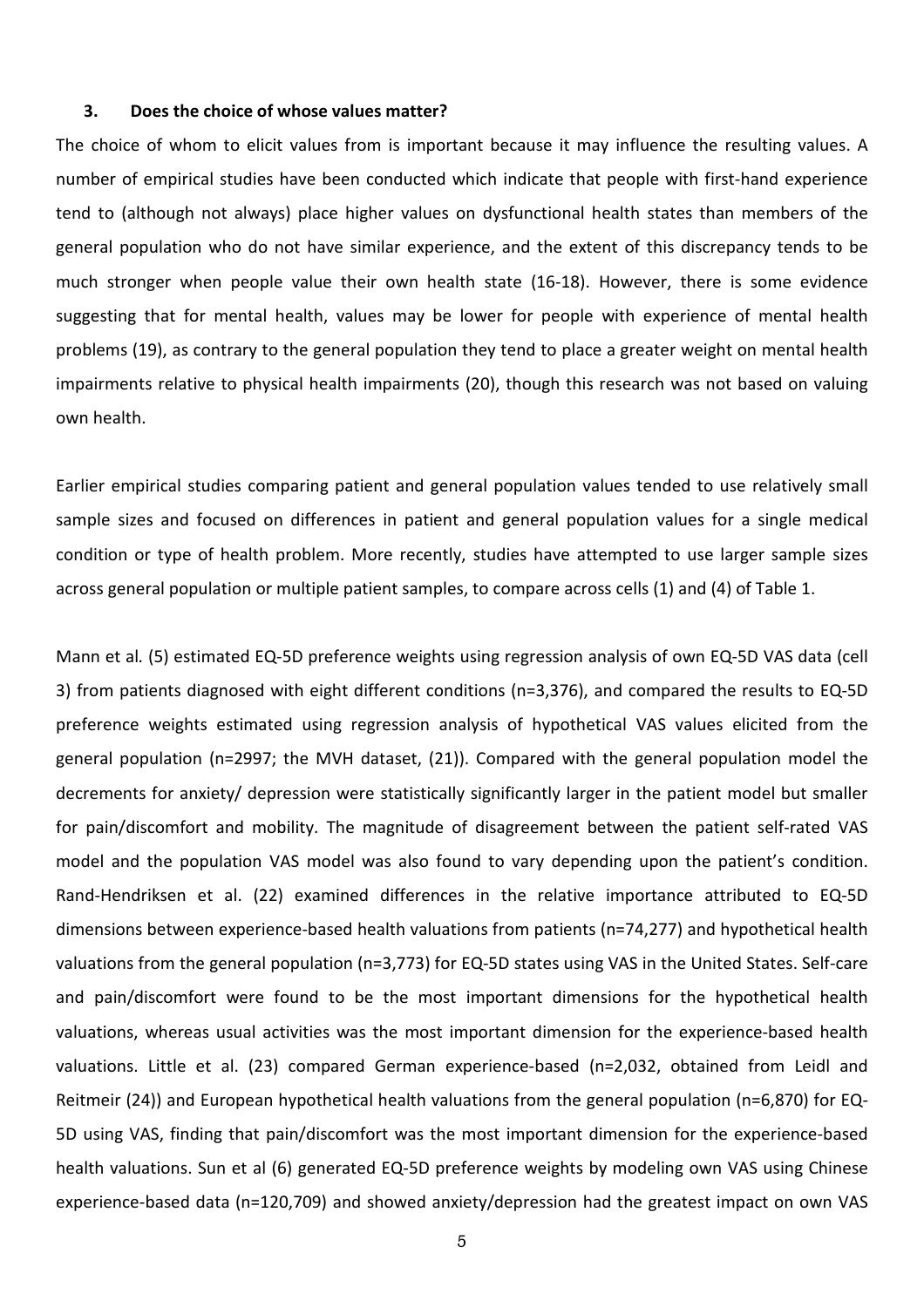## 3. Does the choice of whose values matter?

The choice of whom to elicit values from is important because it may influence the resulting values. A number of empirical studies have been conducted which indicate that people with first-hand experience tend to (although not always) place higher values on dysfunctional health states than members of the general population who do not have similar experience, and the extent of this discrepancy tends to be much stronger when people value their own health state (16-18). However, there is some evidence suggesting that for mental health, values may be lower for people with experience of mental health problems (19), as contrary to the general population they tend to place a greater weight on mental health impairments relative to physical health impairments (20), though this research was not based on valuing own health.

Earlier empirical studies comparing patient and general population values tended to use relatively small sample sizes and focused on differences in patient and general population values for a single medical condition or type of health problem. More recently, studies have attempted to use larger sample sizes across general population or multiple patient samples, to compare across cells (1) and (4) of Table 1.

Mann et al. (5) estimated EQ-5D preference weights using regression analysis of own EQ-5D VAS data (cell 3) from patients diagnosed with eight different conditions (n=3,376), and compared the results to EQ-5D preference weights estimated using regression analysis of hypothetical VAS values elicited from the general population (n=2997; the MVH dataset, (21)). Compared with the general population model the decrements for anxiety/ depression were statistically significantly larger in the patient model but smaller for pain/discomfort and mobility. The magnitude of disagreement between the patient self-rated VAS model and the population VAS model was also found to vary depending upon the patient's condition. Rand-Hendriksen et al. (22) examined differences in the relative importance attributed to EQ-5D dimensions between experience-based health valuations from patients (n=74,277) and hypothetical health valuations from the general population (n=3,773) for EQ-5D states using VAS in the United States. Self-care and pain/discomfort were found to be the most important dimensions for the hypothetical health valuations, whereas usual activities was the most important dimension for the experience-based health valuations. Little et al. (23) compared German experience-based (n=2,032, obtained from Leidl and Reitmeir (24)) and European hypothetical health valuations from the general population (n=6,870) for EQ-5D using VAS, finding that pain/discomfort was the most important dimension for the experience-based health valuations. Sun et al (6) generated EQ-5D preference weights by modeling own VAS using Chinese experience-based data (n=120,709) and showed anxiety/depression had the greatest impact on own VAS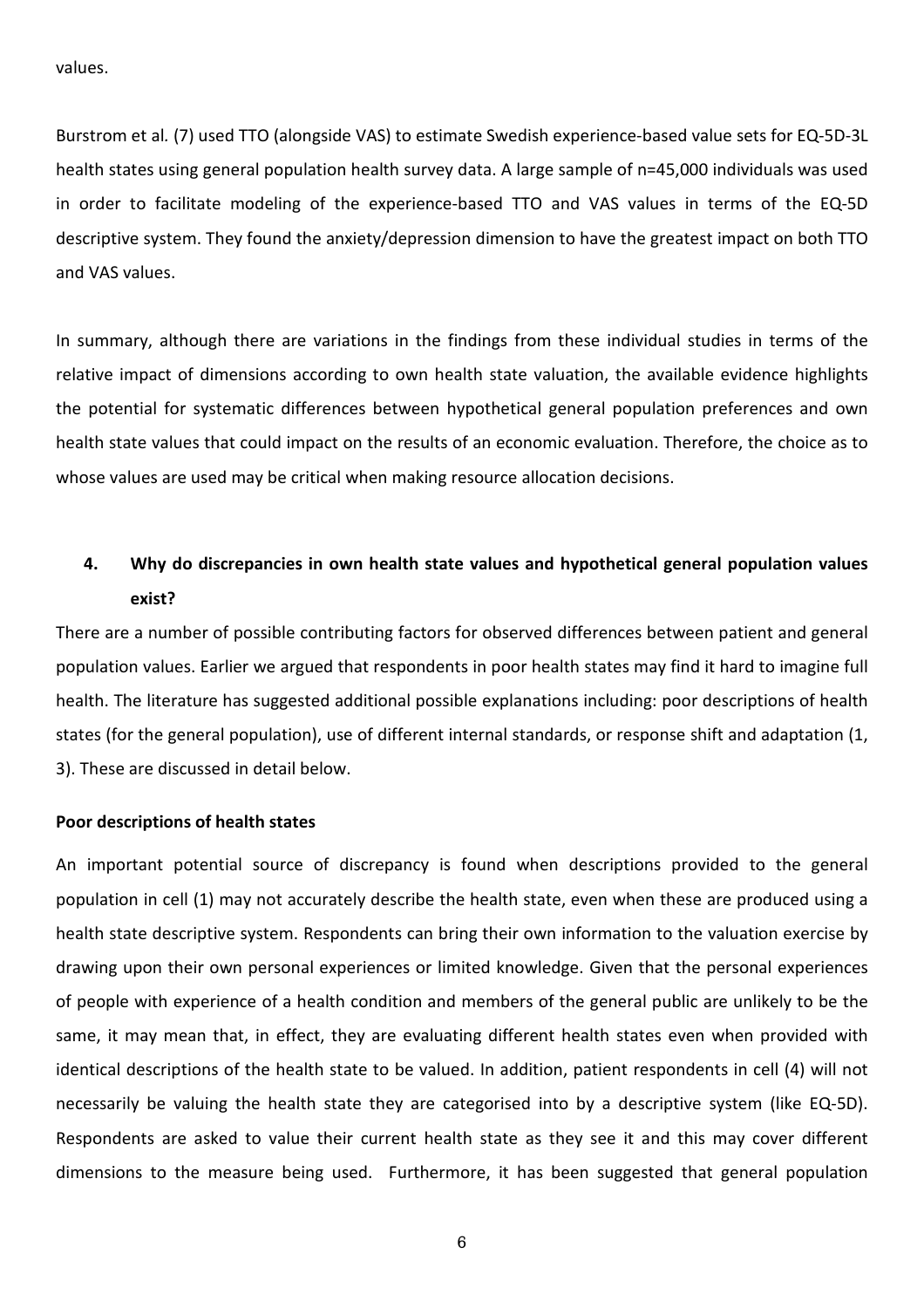values.

Burstrom et al. (7) used TTO (alongside VAS) to estimate Swedish experience-based value sets for EQ-5D-3L health states using general population health survey data. A large sample of n=45,000 individuals was used in order to facilitate modeling of the experience-based TTO and VAS values in terms of the EQ-5D descriptive system. They found the anxiety/depression dimension to have the greatest impact on both TTO and VAS values.

In summary, although there are variations in the findings from these individual studies in terms of the relative impact of dimensions according to own health state valuation, the available evidence highlights the potential for systematic differences between hypothetical general population preferences and own health state values that could impact on the results of an economic evaluation. Therefore, the choice as to whose values are used may be critical when making resource allocation decisions.

## 4. Why do discrepancies in own health state values and hypothetical general population values exist?

There are a number of possible contributing factors for observed differences between patient and general population values. Earlier we argued that respondents in poor health states may find it hard to imagine full health. The literature has suggested additional possible explanations including: poor descriptions of health states (for the general population), use of different internal standards, or response shift and adaptation (1, 3). These are discussed in detail below.

### Poor descriptions of health states

An important potential source of discrepancy is found when descriptions provided to the general population in cell (1) may not accurately describe the health state, even when these are produced using a health state descriptive system. Respondents can bring their own information to the valuation exercise by drawing upon their own personal experiences or limited knowledge. Given that the personal experiences of people with experience of a health condition and members of the general public are unlikely to be the same, it may mean that, in effect, they are evaluating different health states even when provided with identical descriptions of the health state to be valued. In addition, patient respondents in cell (4) will not necessarily be valuing the health state they are categorised into by a descriptive system (like EQ-5D). Respondents are asked to value their current health state as they see it and this may cover different dimensions to the measure being used. Furthermore, it has been suggested that general population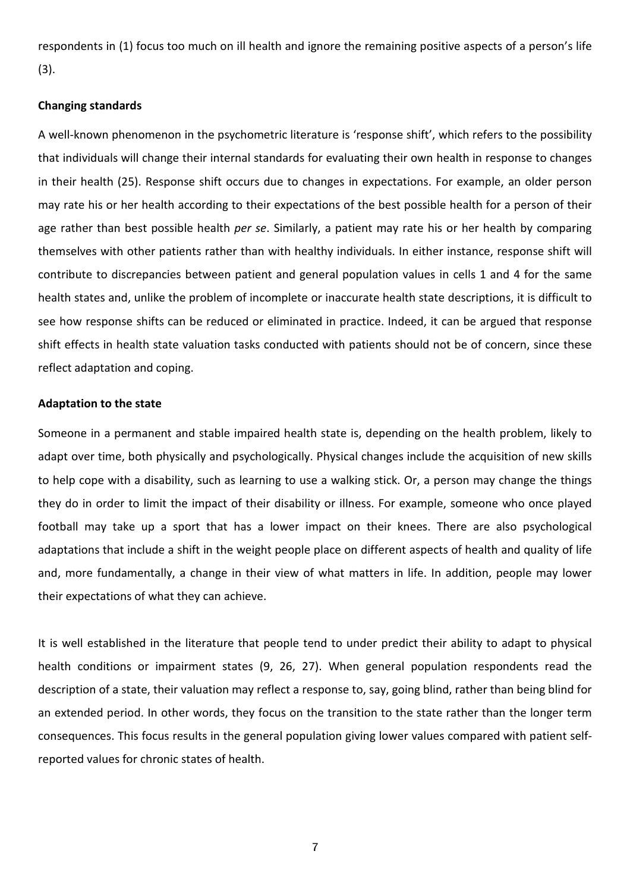respondents in (1) focus too much on ill health and ignore the remaining positive aspects of a person's life (3).

### Changing standards

A well-known phenomenon in the psychometric literature is 'response shift', which refers to the possibility that individuals will change their internal standards for evaluating their own health in response to changes in their health (25). Response shift occurs due to changes in expectations. For example, an older person may rate his or her health according to their expectations of the best possible health for a person of their age rather than best possible health *per se*. Similarly, a patient may rate his or her health by comparing themselves with other patients rather than with healthy individuals. In either instance, response shift will contribute to discrepancies between patient and general population values in cells 1 and 4 for the same health states and, unlike the problem of incomplete or inaccurate health state descriptions, it is difficult to see how response shifts can be reduced or eliminated in practice. Indeed, it can be argued that response shift effects in health state valuation tasks conducted with patients should not be of concern, since these reflect adaptation and coping.

### Adaptation to the state

Someone in a permanent and stable impaired health state is, depending on the health problem, likely to adapt over time, both physically and psychologically. Physical changes include the acquisition of new skills to help cope with a disability, such as learning to use a walking stick. Or, a person may change the things they do in order to limit the impact of their disability or illness. For example, someone who once played football may take up a sport that has a lower impact on their knees. There are also psychological adaptations that include a shift in the weight people place on different aspects of health and quality of life and, more fundamentally, a change in their view of what matters in life. In addition, people may lower their expectations of what they can achieve.

It is well established in the literature that people tend to under predict their ability to adapt to physical health conditions or impairment states (9, 26, 27). When general population respondents read the description of a state, their valuation may reflect a response to, say, going blind, rather than being blind for an extended period. In other words, they focus on the transition to the state rather than the longer term consequences. This focus results in the general population giving lower values compared with patient self-reported values for chronic states of health.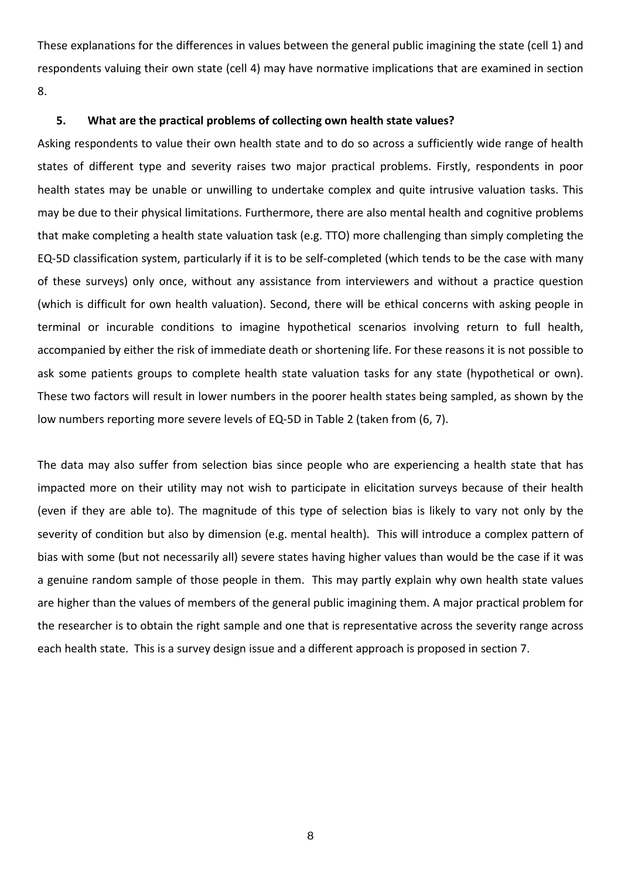These explanations for the differences in values between the general public imagining the state (cell 1) and respondents valuing their own state (cell 4) may have normative implications that are examined in section 8.

## 5. What are the practical problems of collecting own health state values?

Asking respondents to value their own health state and to do so across a sufficiently wide range of health states of different type and severity raises two major practical problems. Firstly, respondents in poor health states may be unable or unwilling to undertake complex and quite intrusive valuation tasks. This may be due to their physical limitations. Furthermore, there are also mental health and cognitive problems that make completing a health state valuation task (e.g. TTO) more challenging than simply completing the EQ-5D classification system, particularly if it is to be self-completed (which tends to be the case with many of these surveys) only once, without any assistance from interviewers and without a practice question (which is difficult for own health valuation). Second, there will be ethical concerns with asking people in terminal or incurable conditions to imagine hypothetical scenarios involving return to full health, accompanied by either the risk of immediate death or shortening life. For these reasons it is not possible to ask some patients groups to complete health state valuation tasks for any state (hypothetical or own). These two factors will result in lower numbers in the poorer health states being sampled, as shown by the low numbers reporting more severe levels of EQ-5D in Table 2 (taken from (6, 7).

The data may also suffer from selection bias since people who are experiencing a health state that has impacted more on their utility may not wish to participate in elicitation surveys because of their health (even if they are able to). The magnitude of this type of selection bias is likely to vary not only by the severity of condition but also by dimension (e.g. mental health). This will introduce a complex pattern of bias with some (but not necessarily all) severe states having higher values than would be the case if it was a genuine random sample of those people in them. This may partly explain why own health state values are higher than the values of members of the general public imagining them. A major practical problem for the researcher is to obtain the right sample and one that is representative across the severity range across each health state. This is a survey design issue and a different approach is proposed in section 7.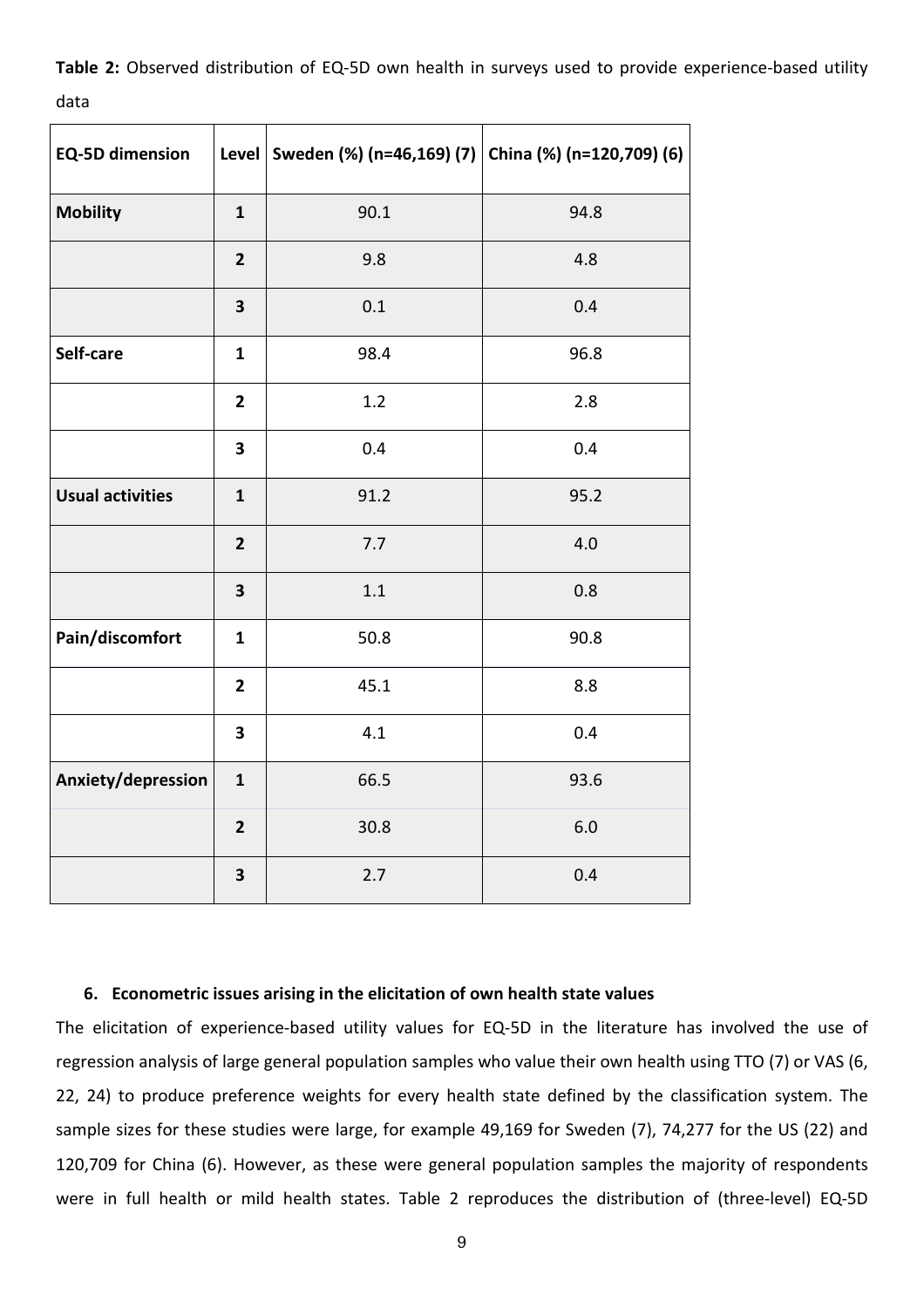**Table 2:** Observed distribution of EQ-5D own health in surveys used to provide experience-based utility data

| EQ-5D dimension | Level | Sweden (%) (n=46,169) (7) | China (%) (n=120,709) (6) |
|---|---|---|---|
| **Mobility** | **1** | 90.1 | 94.8 |
| | **2** | 9.8 | 4.8 |
| | **3** | 0.1 | 0.4 |
| **Self-care** | **1** | 98.4 | 96.8 |
| | **2** | 1.2 | 2.8 |
| | **3** | 0.4 | 0.4 |
| **Usual activities** | **1** | 91.2 | 95.2 |
| | **2** | 7.7 | 4.0 |
| | **3** | 1.1 | 0.8 |
| **Pain/discomfort** | **1** | 50.8 | 90.8 |
| | **2** | 45.1 | 8.8 |
| | **3** | 4.1 | 0.4 |
| **Anxiety/depression** | **1** | 66.5 | 93.6 |
| | **2** | 30.8 | 6.0 |
| | **3** | 2.7 | 0.4 |

## 6. Econometric issues arising in the elicitation of own health state values

The elicitation of experience-based utility values for EQ-5D in the literature has involved the use of regression analysis of large general population samples who value their own health using TTO (7) or VAS (6, 22, 24) to produce preference weights for every health state defined by the classification system. The sample sizes for these studies were large, for example 49,169 for Sweden (7), 74,277 for the US (22) and 120,709 for China (6). However, as these were general population samples the majority of respondents were in full health or mild health states. Table 2 reproduces the distribution of (three-level) EQ-5D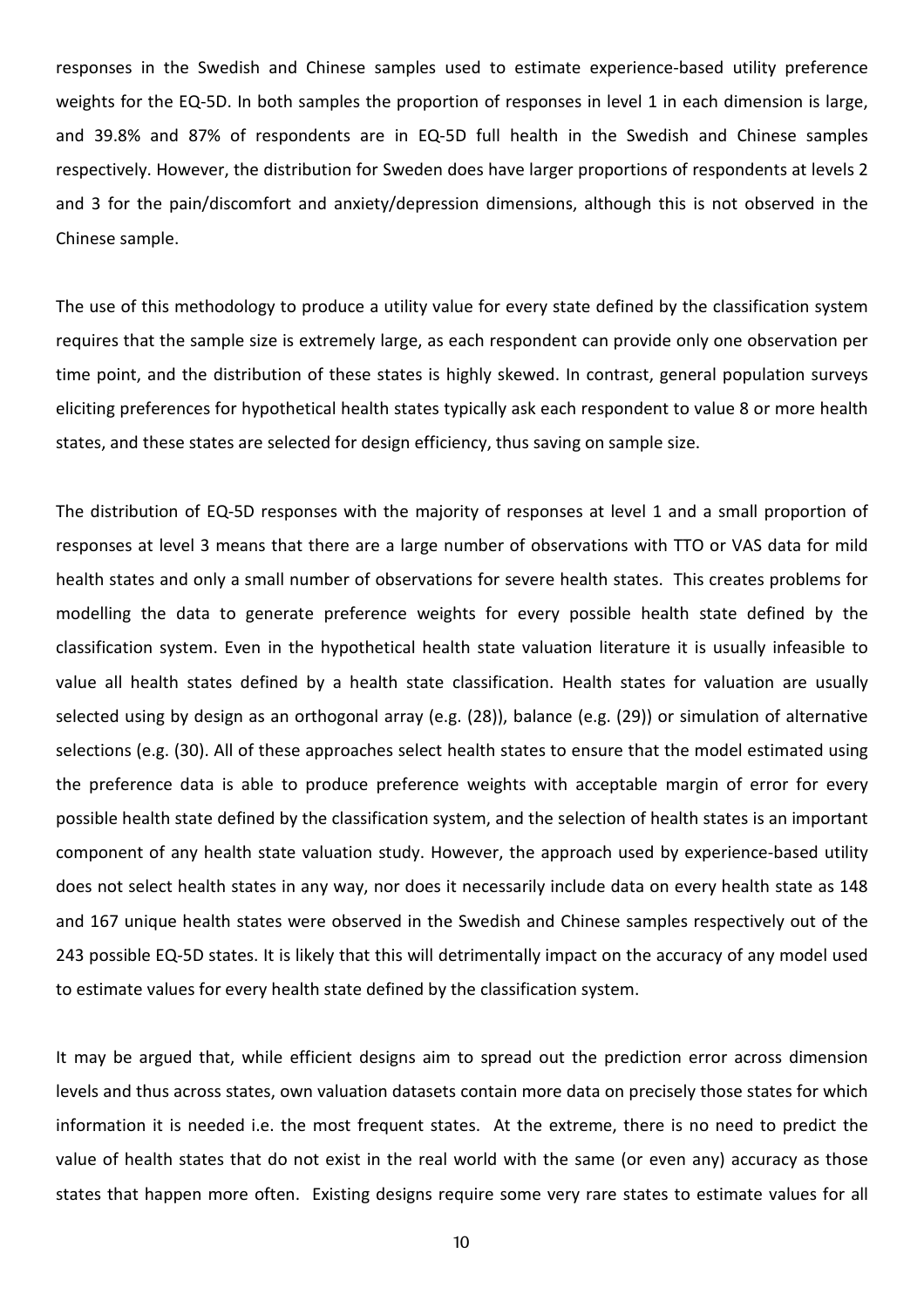responses in the Swedish and Chinese samples used to estimate experience-based utility preference weights for the EQ-5D. In both samples the proportion of responses in level 1 in each dimension is large, and 39.8% and 87% of respondents are in EQ-5D full health in the Swedish and Chinese samples respectively. However, the distribution for Sweden does have larger proportions of respondents at levels 2 and 3 for the pain/discomfort and anxiety/depression dimensions, although this is not observed in the Chinese sample.

The use of this methodology to produce a utility value for every state defined by the classification system requires that the sample size is extremely large, as each respondent can provide only one observation per time point, and the distribution of these states is highly skewed. In contrast, general population surveys eliciting preferences for hypothetical health states typically ask each respondent to value 8 or more health states, and these states are selected for design efficiency, thus saving on sample size.

The distribution of EQ-5D responses with the majority of responses at level 1 and a small proportion of responses at level 3 means that there are a large number of observations with TTO or VAS data for mild health states and only a small number of observations for severe health states. This creates problems for modelling the data to generate preference weights for every possible health state defined by the classification system. Even in the hypothetical health state valuation literature it is usually infeasible to value all health states defined by a health state classification. Health states for valuation are usually selected using by design as an orthogonal array (e.g. (28)), balance (e.g. (29)) or simulation of alternative selections (e.g. (30). All of these approaches select health states to ensure that the model estimated using the preference data is able to produce preference weights with acceptable margin of error for every possible health state defined by the classification system, and the selection of health states is an important component of any health state valuation study. However, the approach used by experience-based utility does not select health states in any way, nor does it necessarily include data on every health state as 148 and 167 unique health states were observed in the Swedish and Chinese samples respectively out of the 243 possible EQ-5D states. It is likely that this will detrimentally impact on the accuracy of any model used to estimate values for every health state defined by the classification system.

It may be argued that, while efficient designs aim to spread out the prediction error across dimension levels and thus across states, own valuation datasets contain more data on precisely those states for which information it is needed i.e. the most frequent states. At the extreme, there is no need to predict the value of health states that do not exist in the real world with the same (or even any) accuracy as those states that happen more often. Existing designs require some very rare states to estimate values for all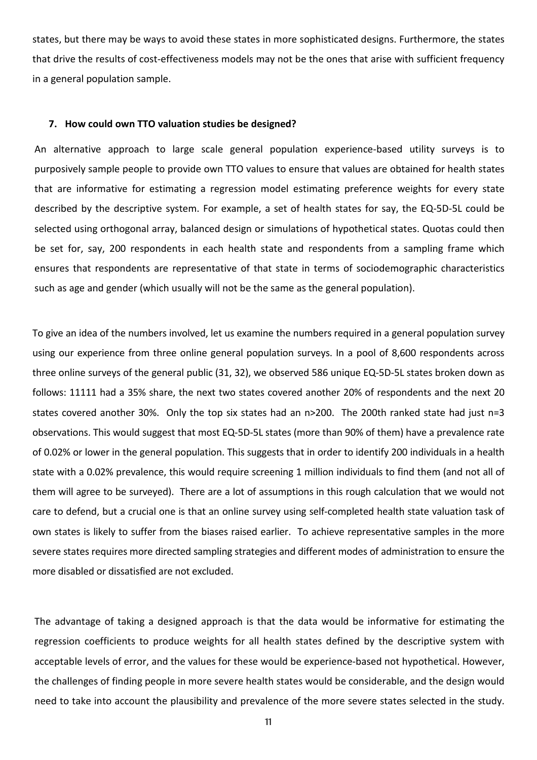states, but there may be ways to avoid these states in more sophisticated designs. Furthermore, the states that drive the results of cost-effectiveness models may not be the ones that arise with sufficient frequency in a general population sample.

### 7. How could own TTO valuation studies be designed?

An alternative approach to large scale general population experience-based utility surveys is to purposively sample people to provide own TTO values to ensure that values are obtained for health states that are informative for estimating a regression model estimating preference weights for every state described by the descriptive system. For example, a set of health states for say, the EQ-5D-5L could be selected using orthogonal array, balanced design or simulations of hypothetical states. Quotas could then be set for, say, 200 respondents in each health state and respondents from a sampling frame which ensures that respondents are representative of that state in terms of sociodemographic characteristics such as age and gender (which usually will not be the same as the general population).

To give an idea of the numbers involved, let us examine the numbers required in a general population survey using our experience from three online general population surveys. In a pool of 8,600 respondents across three online surveys of the general public (31, 32), we observed 586 unique EQ-5D-5L states broken down as follows: 11111 had a 35% share, the next two states covered another 20% of respondents and the next 20 states covered another 30%. Only the top six states had an n>200. The 200th ranked state had just n=3 observations. This would suggest that most EQ-5D-5L states (more than 90% of them) have a prevalence rate of 0.02% or lower in the general population. This suggests that in order to identify 200 individuals in a health state with a 0.02% prevalence, this would require screening 1 million individuals to find them (and not all of them will agree to be surveyed). There are a lot of assumptions in this rough calculation that we would not care to defend, but a crucial one is that an online survey using self-completed health state valuation task of own states is likely to suffer from the biases raised earlier. To achieve representative samples in the more severe states requires more directed sampling strategies and different modes of administration to ensure the more disabled or dissatisfied are not excluded.

The advantage of taking a designed approach is that the data would be informative for estimating the regression coefficients to produce weights for all health states defined by the descriptive system with acceptable levels of error, and the values for these would be experience-based not hypothetical. However, the challenges of finding people in more severe health states would be considerable, and the design would need to take into account the plausibility and prevalence of the more severe states selected in the study.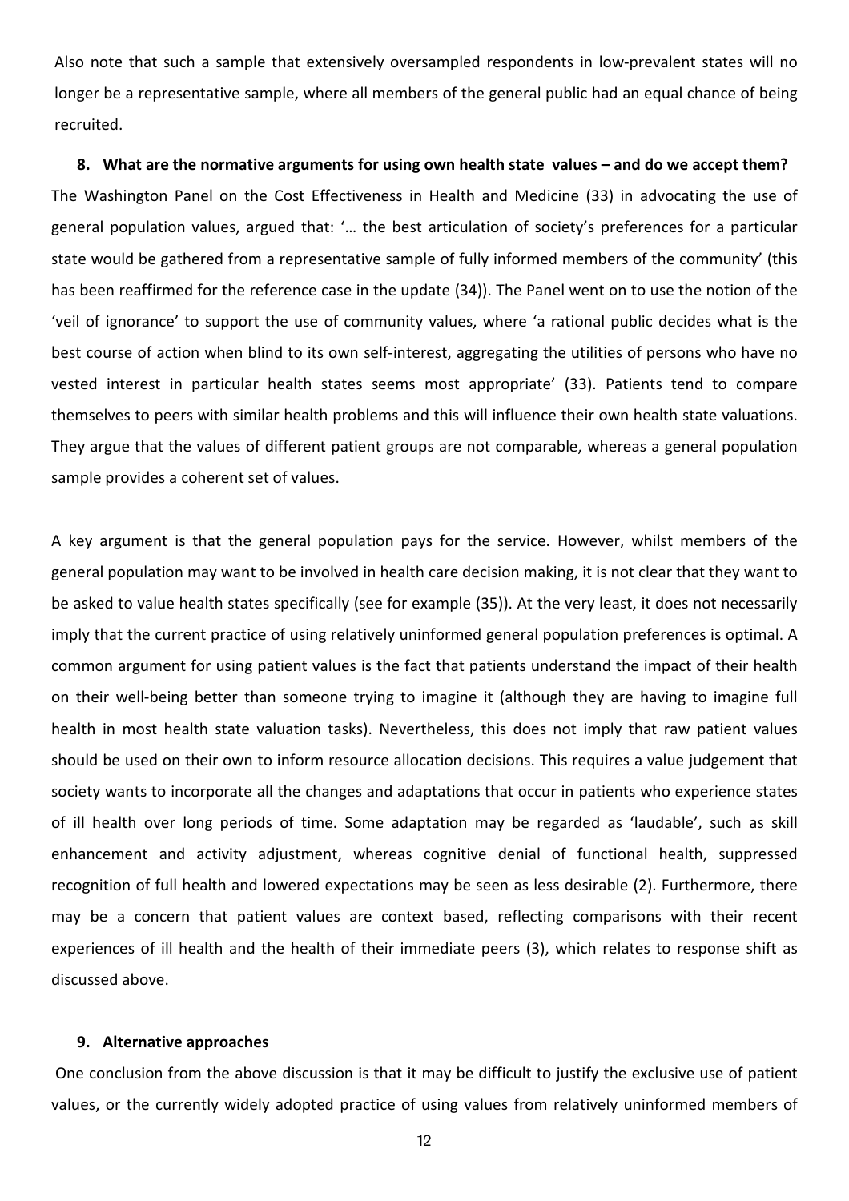Also note that such a sample that extensively oversampled respondents in low-prevalent states will no longer be a representative sample, where all members of the general public had an equal chance of being recruited.

## 8. What are the normative arguments for using own health state values – and do we accept them?

The Washington Panel on the Cost Effectiveness in Health and Medicine (33) in advocating the use of general population values, argued that: '… the best articulation of society's preferences for a particular state would be gathered from a representative sample of fully informed members of the community' (this has been reaffirmed for the reference case in the update (34)). The Panel went on to use the notion of the 'veil of ignorance' to support the use of community values, where 'a rational public decides what is the best course of action when blind to its own self-interest, aggregating the utilities of persons who have no vested interest in particular health states seems most appropriate' (33). Patients tend to compare themselves to peers with similar health problems and this will influence their own health state valuations. They argue that the values of different patient groups are not comparable, whereas a general population sample provides a coherent set of values.

A key argument is that the general population pays for the service. However, whilst members of the general population may want to be involved in health care decision making, it is not clear that they want to be asked to value health states specifically (see for example (35)). At the very least, it does not necessarily imply that the current practice of using relatively uninformed general population preferences is optimal. A common argument for using patient values is the fact that patients understand the impact of their health on their well-being better than someone trying to imagine it (although they are having to imagine full health in most health state valuation tasks). Nevertheless, this does not imply that raw patient values should be used on their own to inform resource allocation decisions. This requires a value judgement that society wants to incorporate all the changes and adaptations that occur in patients who experience states of ill health over long periods of time. Some adaptation may be regarded as 'laudable', such as skill enhancement and activity adjustment, whereas cognitive denial of functional health, suppressed recognition of full health and lowered expectations may be seen as less desirable (2). Furthermore, there may be a concern that patient values are context based, reflecting comparisons with their recent experiences of ill health and the health of their immediate peers (3), which relates to response shift as discussed above.

## 9. Alternative approaches

One conclusion from the above discussion is that it may be difficult to justify the exclusive use of patient values, or the currently widely adopted practice of using values from relatively uninformed members of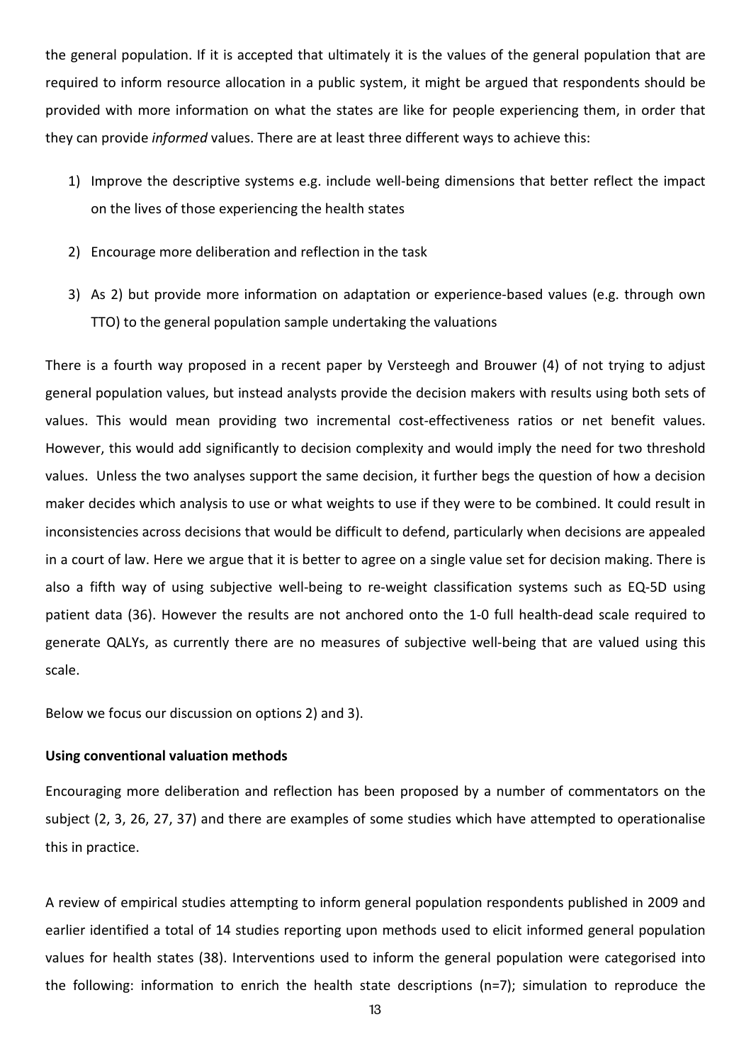the general population. If it is accepted that ultimately it is the values of the general population that are required to inform resource allocation in a public system, it might be argued that respondents should be provided with more information on what the states are like for people experiencing them, in order that they can provide *informed* values. There are at least three different ways to achieve this:

1) Improve the descriptive systems e.g. include well-being dimensions that better reflect the impact on the lives of those experiencing the health states
2) Encourage more deliberation and reflection in the task
3) As 2) but provide more information on adaptation or experience-based values (e.g. through own TTO) to the general population sample undertaking the valuations

There is a fourth way proposed in a recent paper by Versteegh and Brouwer (4) of not trying to adjust general population values, but instead analysts provide the decision makers with results using both sets of values. This would mean providing two incremental cost-effectiveness ratios or net benefit values. However, this would add significantly to decision complexity and would imply the need for two threshold values. Unless the two analyses support the same decision, it further begs the question of how a decision maker decides which analysis to use or what weights to use if they were to be combined. It could result in inconsistencies across decisions that would be difficult to defend, particularly when decisions are appealed in a court of law. Here we argue that it is better to agree on a single value set for decision making. There is also a fifth way of using subjective well-being to re-weight classification systems such as EQ-5D using patient data (36). However the results are not anchored onto the 1-0 full health-dead scale required to generate QALYs, as currently there are no measures of subjective well-being that are valued using this scale.

Below we focus our discussion on options 2) and 3).

**Using conventional valuation methods**

Encouraging more deliberation and reflection has been proposed by a number of commentators on the subject (2, 3, 26, 27, 37) and there are examples of some studies which have attempted to operationalise this in practice.

A review of empirical studies attempting to inform general population respondents published in 2009 and earlier identified a total of 14 studies reporting upon methods used to elicit informed general population values for health states (38). Interventions used to inform the general population were categorised into the following: information to enrich the health state descriptions (n=7); simulation to reproduce the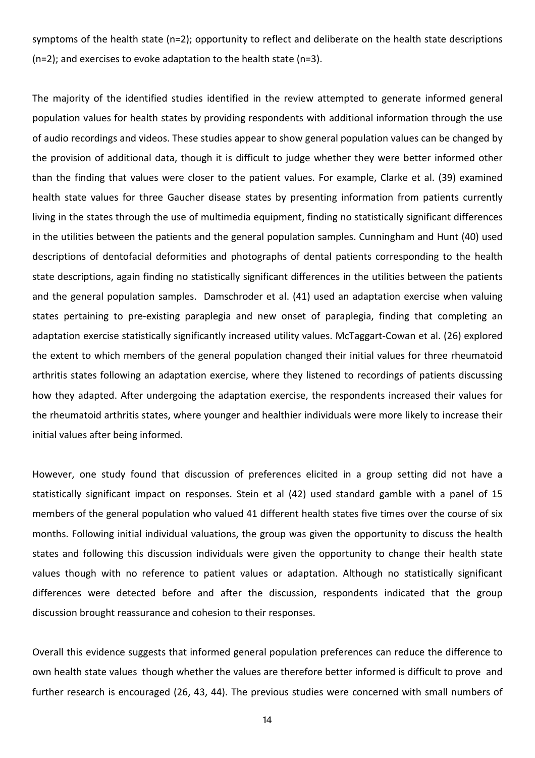symptoms of the health state (n=2); opportunity to reflect and deliberate on the health state descriptions (n=2); and exercises to evoke adaptation to the health state (n=3).

The majority of the identified studies identified in the review attempted to generate informed general population values for health states by providing respondents with additional information through the use of audio recordings and videos. These studies appear to show general population values can be changed by the provision of additional data, though it is difficult to judge whether they were better informed other than the finding that values were closer to the patient values. For example, Clarke et al. (39) examined health state values for three Gaucher disease states by presenting information from patients currently living in the states through the use of multimedia equipment, finding no statistically significant differences in the utilities between the patients and the general population samples. Cunningham and Hunt (40) used descriptions of dentofacial deformities and photographs of dental patients corresponding to the health state descriptions, again finding no statistically significant differences in the utilities between the patients and the general population samples. Damschroder et al. (41) used an adaptation exercise when valuing states pertaining to pre-existing paraplegia and new onset of paraplegia, finding that completing an adaptation exercise statistically significantly increased utility values. McTaggart-Cowan et al. (26) explored the extent to which members of the general population changed their initial values for three rheumatoid arthritis states following an adaptation exercise, where they listened to recordings of patients discussing how they adapted. After undergoing the adaptation exercise, the respondents increased their values for the rheumatoid arthritis states, where younger and healthier individuals were more likely to increase their initial values after being informed.

However, one study found that discussion of preferences elicited in a group setting did not have a statistically significant impact on responses. Stein et al (42) used standard gamble with a panel of 15 members of the general population who valued 41 different health states five times over the course of six months. Following initial individual valuations, the group was given the opportunity to discuss the health states and following this discussion individuals were given the opportunity to change their health state values though with no reference to patient values or adaptation. Although no statistically significant differences were detected before and after the discussion, respondents indicated that the group discussion brought reassurance and cohesion to their responses.

Overall this evidence suggests that informed general population preferences can reduce the difference to own health state values though whether the values are therefore better informed is difficult to prove and further research is encouraged (26, 43, 44). The previous studies were concerned with small numbers of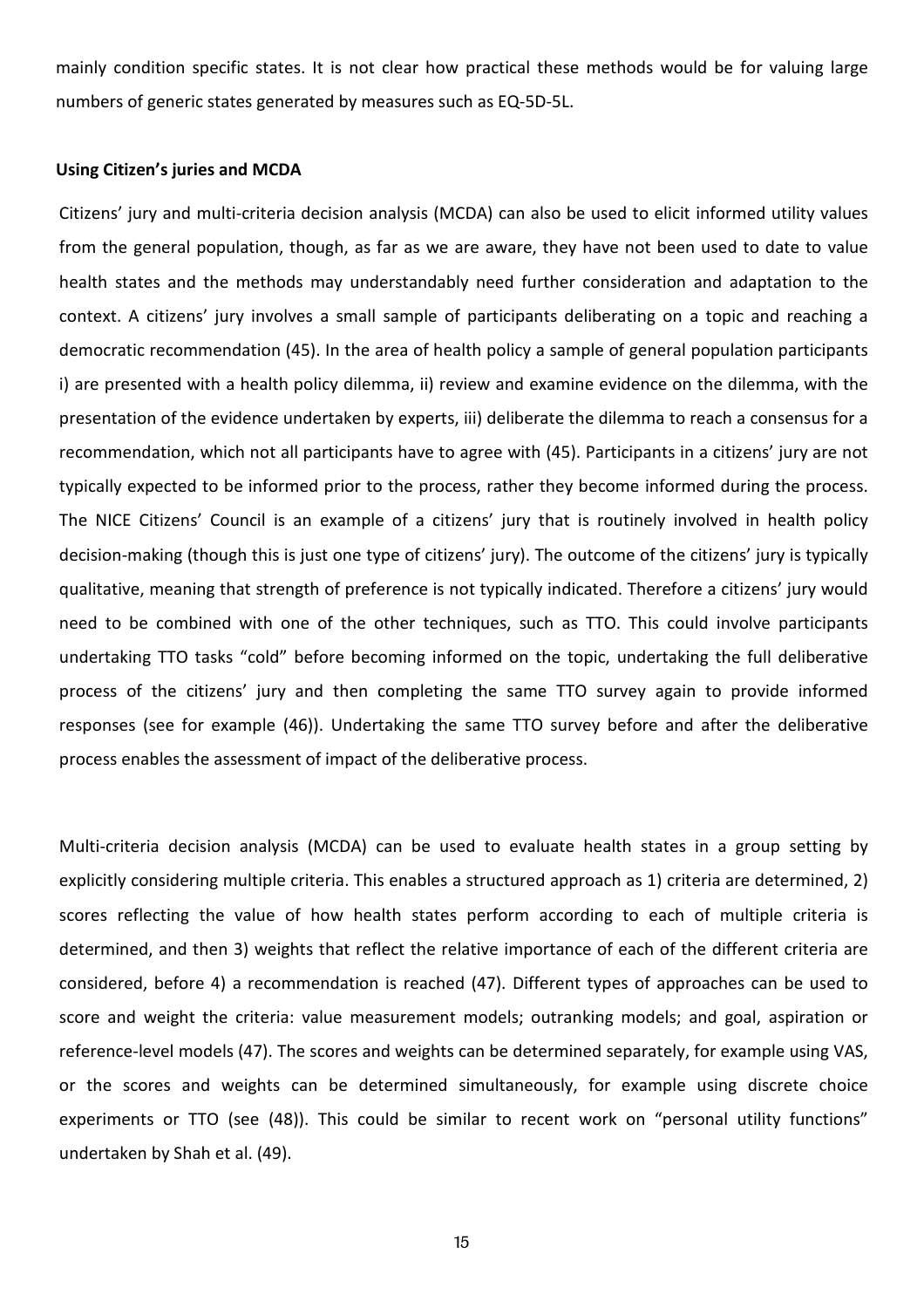mainly condition specific states. It is not clear how practical these methods would be for valuing large numbers of generic states generated by measures such as EQ-5D-5L.

**Using Citizen's juries and MCDA**

Citizens' jury and multi-criteria decision analysis (MCDA) can also be used to elicit informed utility values from the general population, though, as far as we are aware, they have not been used to date to value health states and the methods may understandably need further consideration and adaptation to the context. A citizens' jury involves a small sample of participants deliberating on a topic and reaching a democratic recommendation (45). In the area of health policy a sample of general population participants i) are presented with a health policy dilemma, ii) review and examine evidence on the dilemma, with the presentation of the evidence undertaken by experts, iii) deliberate the dilemma to reach a consensus for a recommendation, which not all participants have to agree with (45). Participants in a citizens' jury are not typically expected to be informed prior to the process, rather they become informed during the process. The NICE Citizens' Council is an example of a citizens' jury that is routinely involved in health policy decision-making (though this is just one type of citizens' jury). The outcome of the citizens' jury is typically qualitative, meaning that strength of preference is not typically indicated. Therefore a citizens' jury would need to be combined with one of the other techniques, such as TTO. This could involve participants undertaking TTO tasks "cold" before becoming informed on the topic, undertaking the full deliberative process of the citizens' jury and then completing the same TTO survey again to provide informed responses (see for example (46)). Undertaking the same TTO survey before and after the deliberative process enables the assessment of impact of the deliberative process.

Multi-criteria decision analysis (MCDA) can be used to evaluate health states in a group setting by explicitly considering multiple criteria. This enables a structured approach as 1) criteria are determined, 2) scores reflecting the value of how health states perform according to each of multiple criteria is determined, and then 3) weights that reflect the relative importance of each of the different criteria are considered, before 4) a recommendation is reached (47). Different types of approaches can be used to score and weight the criteria: value measurement models; outranking models; and goal, aspiration or reference-level models (47). The scores and weights can be determined separately, for example using VAS, or the scores and weights can be determined simultaneously, for example using discrete choice experiments or TTO (see (48)). This could be similar to recent work on "personal utility functions" undertaken by Shah et al. (49).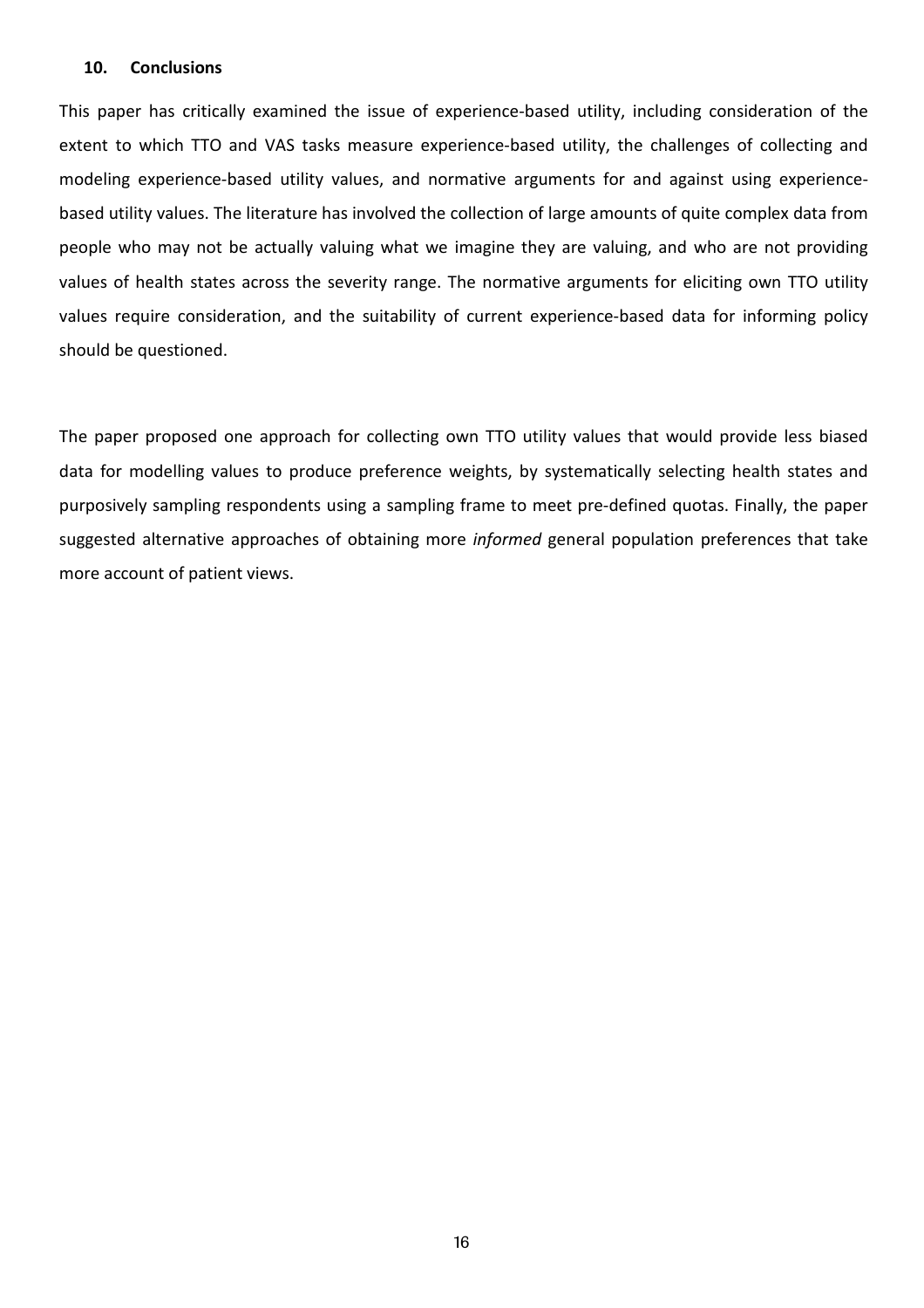## 10. Conclusions

This paper has critically examined the issue of experience-based utility, including consideration of the extent to which TTO and VAS tasks measure experience-based utility, the challenges of collecting and modeling experience-based utility values, and normative arguments for and against using experience-based utility values. The literature has involved the collection of large amounts of quite complex data from people who may not be actually valuing what we imagine they are valuing, and who are not providing values of health states across the severity range. The normative arguments for eliciting own TTO utility values require consideration, and the suitability of current experience-based data for informing policy should be questioned.

The paper proposed one approach for collecting own TTO utility values that would provide less biased data for modelling values to produce preference weights, by systematically selecting health states and purposively sampling respondents using a sampling frame to meet pre-defined quotas. Finally, the paper suggested alternative approaches of obtaining more *informed* general population preferences that take more account of patient views.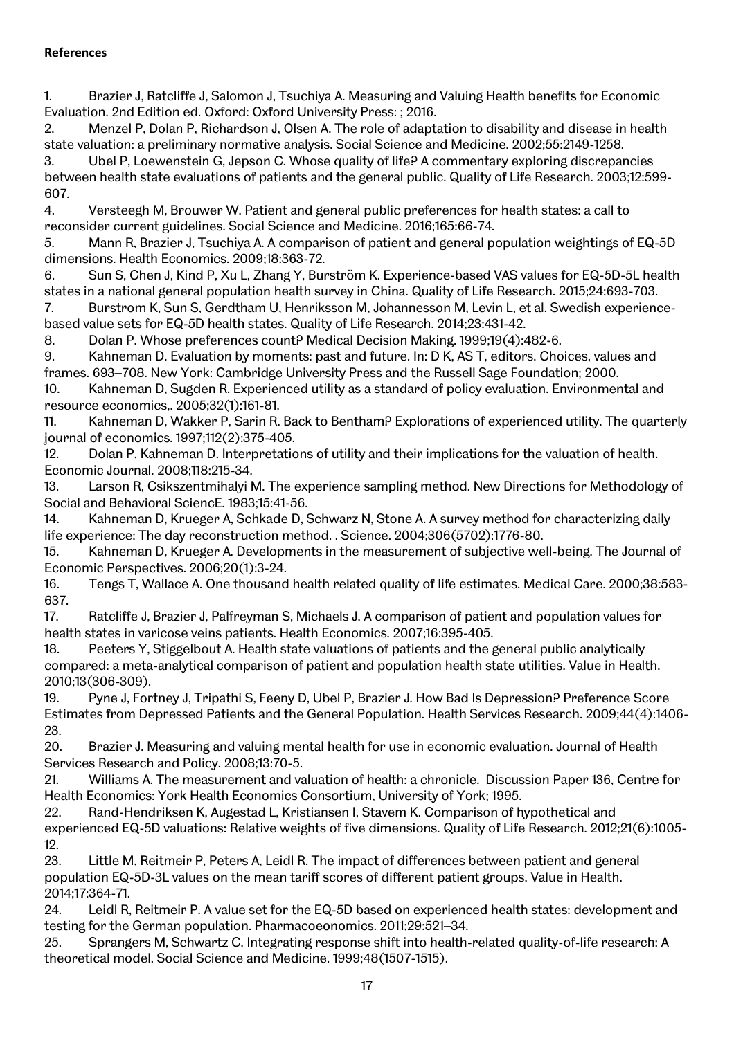**References**

1. Brazier J, Ratcliffe J, Salomon J, Tsuchiya A. Measuring and Valuing Health benefits for Economic Evaluation. 2nd Edition ed. Oxford: Oxford University Press: ; 2016.
2. Menzel P, Dolan P, Richardson J, Olsen A. The role of adaptation to disability and disease in health state valuation: a preliminary normative analysis. Social Science and Medicine. 2002;55:2149-1258.
3. Ubel P, Loewenstein G, Jepson C. Whose quality of life? A commentary exploring discrepancies between health state evaluations of patients and the general public. Quality of Life Research. 2003;12:599-607.
4. Versteegh M, Brouwer W. Patient and general public preferences for health states: a call to reconsider current guidelines. Social Science and Medicine. 2016;165:66-74.
5. Mann R, Brazier J, Tsuchiya A. A comparison of patient and general population weightings of EQ-5D dimensions. Health Economics. 2009;18:363-72.
6. Sun S, Chen J, Kind P, Xu L, Zhang Y, Burström K. Experience-based VAS values for EQ-5D-5L health states in a national general population health survey in China. Quality of Life Research. 2015;24:693-703.
7. Burstrom K, Sun S, Gerdtham U, Henriksson M, Johannesson M, Levin L, et al. Swedish experience-based value sets for EQ-5D health states. Quality of Life Research. 2014;23:431-42.
8. Dolan P. Whose preferences count? Medical Decision Making. 1999;19(4):482-6.
9. Kahneman D. Evaluation by moments: past and future. In: D K, AS T, editors. Choices, values and frames. 693–708. New York: Cambridge University Press and the Russell Sage Foundation; 2000.
10. Kahneman D, Sugden R. Experienced utility as a standard of policy evaluation. Environmental and resource economics,. 2005;32(1):161-81.
11. Kahneman D, Wakker P, Sarin R. Back to Bentham? Explorations of experienced utility. The quarterly journal of economics. 1997;112(2):375-405.
12. Dolan P, Kahneman D. Interpretations of utility and their implications for the valuation of health. Economic Journal. 2008;118:215-34.
13. Larson R, Csikszentmihalyi M. The experience sampling method. New Directions for Methodology of Social and Behavioral SciencE. 1983;15:41-56.
14. Kahneman D, Krueger A, Schkade D, Schwarz N, Stone A. A survey method for characterizing daily life experience: The day reconstruction method. . Science. 2004;306(5702):1776-80.
15. Kahneman D, Krueger A. Developments in the measurement of subjective well-being. The Journal of Economic Perspectives. 2006;20(1):3-24.
16. Tengs T, Wallace A. One thousand health related quality of life estimates. Medical Care. 2000;38:583-637.
17. Ratcliffe J, Brazier J, Palfreyman S, Michaels J. A comparison of patient and population values for health states in varicose veins patients. Health Economics. 2007;16:395-405.
18. Peeters Y, Stiggelbout A. Health state valuations of patients and the general public analytically compared: a meta-analytical comparison of patient and population health state utilities. Value in Health. 2010;13(306-309).
19. Pyne J, Fortney J, Tripathi S, Feeny D, Ubel P, Brazier J. How Bad Is Depression? Preference Score Estimates from Depressed Patients and the General Population. Health Services Research. 2009;44(4):1406-23.
20. Brazier J. Measuring and valuing mental health for use in economic evaluation. Journal of Health Services Research and Policy. 2008;13:70-5.
21. Williams A. The measurement and valuation of health: a chronicle. Discussion Paper 136, Centre for Health Economics: York Health Economics Consortium, University of York; 1995.
22. Rand-Hendriksen K, Augestad L, Kristiansen I, Stavem K. Comparison of hypothetical and experienced EQ-5D valuations: Relative weights of five dimensions. Quality of Life Research. 2012;21(6):1005-12.
23. Little M, Reitmeir P, Peters A, Leidl R. The impact of differences between patient and general population EQ-5D-3L values on the mean tariff scores of different patient groups. Value in Health. 2014;17:364-71.
24. Leidl R, Reitmeir P. A value set for the EQ-5D based on experienced health states: development and testing for the German population. Pharmacoeconomics. 2011;29:521–34.
25. Sprangers M, Schwartz C. Integrating response shift into health-related quality-of-life research: A theoretical model. Social Science and Medicine. 1999;48(1507-1515).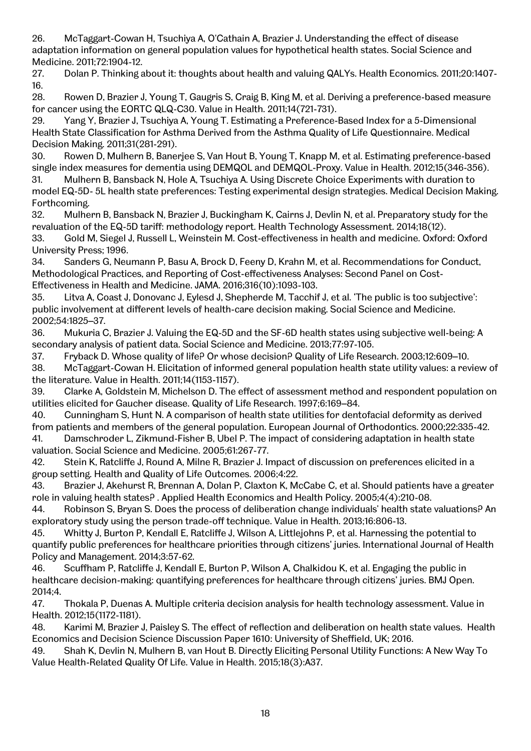26. McTaggart-Cowan H, Tsuchiya A, O'Cathain A, Brazier J. Understanding the effect of disease adaptation information on general population values for hypothetical health states. Social Science and Medicine. 2011;72:1904-12.
27. Dolan P. Thinking about it: thoughts about health and valuing QALYs. Health Economics. 2011;20:1407-16.
28. Rowen D, Brazier J, Young T, Gaugris S, Craig B, King M, et al. Deriving a preference-based measure for cancer using the EORTC QLQ-C30. Value in Health. 2011;14(721-731).
29. Yang Y, Brazier J, Tsuchiya A, Young T. Estimating a Preference-Based Index for a 5-Dimensional Health State Classification for Asthma Derived from the Asthma Quality of Life Questionnaire. Medical Decision Making. 2011;31(281-291).
30. Rowen D, Mulhern B, Banerjee S, Van Hout B, Young T, Knapp M, et al. Estimating preference-based single index measures for dementia using DEMQOL and DEMQOL-Proxy. Value in Health. 2012;15(346-356).
31. Mulhern B, Bansback N, Hole A, Tsuchiya A. Using Discrete Choice Experiments with duration to model EQ-5D- 5L health state preferences: Testing experimental design strategies. Medical Decision Making. Forthcoming.
32. Mulhern B, Bansback N, Brazier J, Buckingham K, Cairns J, Devlin N, et al. Preparatory study for the revaluation of the EQ-5D tariff: methodology report. Health Technology Assessment. 2014;18(12).
33. Gold M, Siegel J, Russell L, Weinstein M. Cost-effectiveness in health and medicine. Oxford: Oxford University Press; 1996.
34. Sanders G, Neumann P, Basu A, Brock D, Feeny D, Krahn M, et al. Recommendations for Conduct, Methodological Practices, and Reporting of Cost-effectiveness Analyses: Second Panel on Cost-Effectiveness in Health and Medicine. JAMA. 2016;316(10):1093-103.
35. Litva A, Coast J, Donovanc J, Eylesd J, Shepherde M, Tacchif J, et al. 'The public is too subjective': public involvement at different levels of health-care decision making. Social Science and Medicine. 2002;54:1825–37.
36. Mukuria C, Brazier J. Valuing the EQ-5D and the SF-6D health states using subjective well-being: A secondary analysis of patient data. Social Science and Medicine. 2013;77:97-105.
37. Fryback D. Whose quality of life? Or whose decision? Quality of Life Research. 2003;12:609–10.
38. McTaggart-Cowan H. Elicitation of informed general population health state utility values: a review of the literature. Value in Health. 2011;14(1153-1157).
39. Clarke A, Goldstein M, Michelson D. The effect of assessment method and respondent population on utilities elicited for Gaucher disease. Quality of Life Research. 1997;6:169–84.
40. Cunningham S, Hunt N. A comparison of health state utilities for dentofacial deformity as derived from patients and members of the general population. European Journal of Orthodontics. 2000;22:335-42.
41. Damschroder L, Zikmund-Fisher B, Ubel P. The impact of considering adaptation in health state valuation. Social Science and Medicine. 2005;61:267-77.
42. Stein K, Ratcliffe J, Round A, Milne R, Brazier J. Impact of discussion on preferences elicited in a group setting. Health and Quality of Life Outcomes. 2006;4:22.
43. Brazier J, Akehurst R, Brennan A, Dolan P, Claxton K, McCabe C, et al. Should patients have a greater role in valuing health states? . Applied Health Economics and Health Policy. 2005;4(4):210-08.
44. Robinson S, Bryan S. Does the process of deliberation change individuals' health state valuations? An exploratory study using the person trade-off technique. Value in Health. 2013;16:806-13.
45. Whitty J, Burton P, Kendall E, Ratcliffe J, Wilson A, Littlejohns P, et al. Harnessing the potential to quantify public preferences for healthcare priorities through citizens' juries. International Journal of Health Policy and Management. 2014;3:57-62.
46. Scuffham P, Ratcliffe J, Kendall E, Burton P, Wilson A, Chalkidou K, et al. Engaging the public in healthcare decision-making: quantifying preferences for healthcare through citizens' juries. BMJ Open. 2014;4.
47. Thokala P, Duenas A. Multiple criteria decision analysis for health technology assessment. Value in Health. 2012;15(1172-1181).
48. Karimi M, Brazier J, Paisley S. The effect of reflection and deliberation on health state values. Health Economics and Decision Science Discussion Paper 1610: University of Sheffield, UK; 2016.
49. Shah K, Devlin N, Mulhern B, van Hout B. Directly Eliciting Personal Utility Functions: A New Way To Value Health-Related Quality Of Life. Value in Health. 2015;18(3):A37.